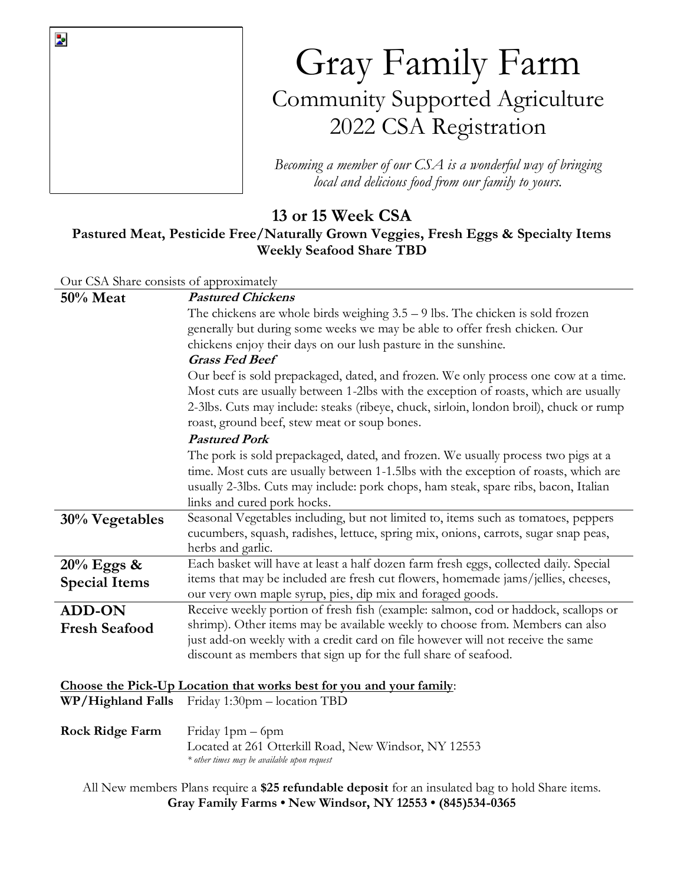# Gray Family Farm

## Community Supported Agriculture
## 2022 CSA Registration

*Becoming a member of our CSA is a wonderful way of bringing local and delicious food from our family to yours.*

### 13 or 15 Week CSA

**Pastured Meat, Pesticide Free/Naturally Grown Veggies, Fresh Eggs & Specialty Items**
**Weekly Seafood Share TBD**

Our CSA Share consists of approximately

| | |
|---|---|
| **50% Meat** | ***Pastured Chickens***<br>The chickens are whole birds weighing 3.5 – 9 lbs. The chicken is sold frozen generally but during some weeks we may be able to offer fresh chicken. Our chickens enjoy their days on our lush pasture in the sunshine.<br>***Grass Fed Beef***<br>Our beef is sold prepackaged, dated, and frozen. We only process one cow at a time. Most cuts are usually between 1-2lbs with the exception of roasts, which are usually 2-3lbs. Cuts may include: steaks (ribeye, chuck, sirloin, london broil), chuck or rump roast, ground beef, stew meat or soup bones.<br>***Pastured Pork***<br>The pork is sold prepackaged, dated, and frozen. We usually process two pigs at a time. Most cuts are usually between 1-1.5lbs with the exception of roasts, which are usually 2-3lbs. Cuts may include: pork chops, ham steak, spare ribs, bacon, Italian links and cured pork hocks. |
| **30% Vegetables** | Seasonal Vegetables including, but not limited to, items such as tomatoes, peppers cucumbers, squash, radishes, lettuce, spring mix, onions, carrots, sugar snap peas, herbs and garlic. |
| **20% Eggs & Special Items** | Each basket will have at least a half dozen farm fresh eggs, collected daily. Special items that may be included are fresh cut flowers, homemade jams/jellies, cheeses, our very own maple syrup, pies, dip mix and foraged goods. |
| **ADD-ON Fresh Seafood** | Receive weekly portion of fresh fish (example: salmon, cod or haddock, scallops or shrimp). Other items may be available weekly to choose from. Members can also just add-on weekly with a credit card on file however will not receive the same discount as members that sign up for the full share of seafood. |

**Choose the Pick-Up Location that works best for you and your family**:

**WP/Highland Falls** Friday 1:30pm – location TBD

**Rock Ridge Farm** Friday 1pm – 6pm
Located at 261 Otterkill Road, New Windsor, NY 12553
*\* other times may be available upon request*

All New members Plans require a **$25 refundable deposit** for an insulated bag to hold Share items.

**Gray Family Farms • New Windsor, NY 12553 • (845)534-0365**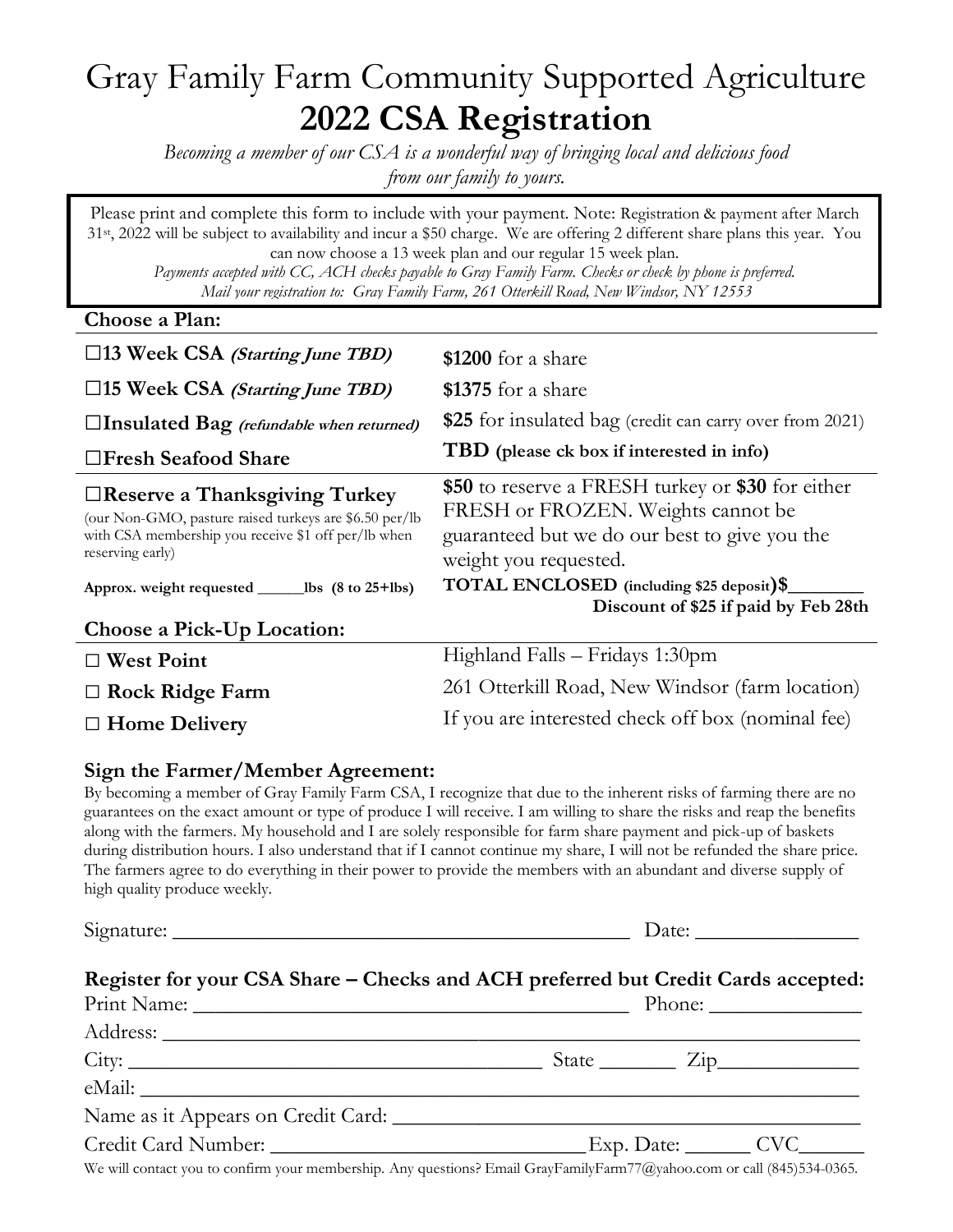# Gray Family Farm Community Supported Agriculture

# 2022 CSA Registration

*Becoming a member of our CSA is a wonderful way of bringing local and delicious food from our family to yours.*

Please print and complete this form to include with your payment. Note: Registration & payment after March 31st, 2022 will be subject to availability and incur a $50 charge. We are offering 2 different share plans this year. You can now choose a 13 week plan and our regular 15 week plan.

*Payments accepted with CC, ACH checks payable to Gray Family Farm. Checks or check by phone is preferred.*

*Mail your registration to: Gray Family Farm, 261 Otterkill Road, New Windsor, NY 12553*

**Choose a Plan:**

| | |
|---|---|
| ☐**13 Week CSA** ***(Starting June TBD)*** | **$1200** for a share |
| ☐**15 Week CSA** ***(Starting June TBD)*** | **$1375** for a share |
| ☐**Insulated Bag** ***(refundable when returned)*** | **$25** for insulated bag (credit can carry over from 2021) |
| ☐**Fresh Seafood Share** | **TBD (please ck box if interested in info)** |
| ☐**Reserve a Thanksgiving Turkey** (our Non-GMO, pasture raised turkeys are $6.50 per/lb with CSA membership you receive $1 off per/lb when reserving early) | **$50** to reserve a FRESH turkey or **$30** for either FRESH or FROZEN. Weights cannot be guaranteed but we do our best to give you the weight you requested. |
| **Approx. weight requested ______lbs (8 to 25+lbs)** | **TOTAL ENCLOSED** (including $25 deposit)**$________** **Discount of $25 if paid by Feb 28th** |

**Choose a Pick-Up Location:**

| | |
|---|---|
| ☐ **West Point** | Highland Falls – Fridays 1:30pm |
| ☐ **Rock Ridge Farm** | 261 Otterkill Road, New Windsor (farm location) |
| ☐ **Home Delivery** | If you are interested check off box (nominal fee) |

**Sign the Farmer/Member Agreement:**

By becoming a member of Gray Family Farm CSA, I recognize that due to the inherent risks of farming there are no guarantees on the exact amount or type of produce I will receive. I am willing to share the risks and reap the benefits along with the farmers. My household and I are solely responsible for farm share payment and pick-up of baskets during distribution hours. I also understand that if I cannot continue my share, I will not be refunded the share price. The farmers agree to do everything in their power to provide the members with an abundant and diverse supply of high quality produce weekly.

Signature: ______________________________________ Date: _______________

**Register for your CSA Share – Checks and ACH preferred but Credit Cards accepted:**

Print Name: ______________________________________ Phone: ______________

Address: ______________________________________________________________

City: ____________________________________ State _______ Zip_____________

eMail: ________________________________________________________________

Name as it Appears on Credit Card: _____________________________________

Credit Card Number: ____________________________Exp. Date: ______ CVC______

We will contact you to confirm your membership. Any questions? Email GrayFamilyFarm77@yahoo.com or call (845)534-0365.